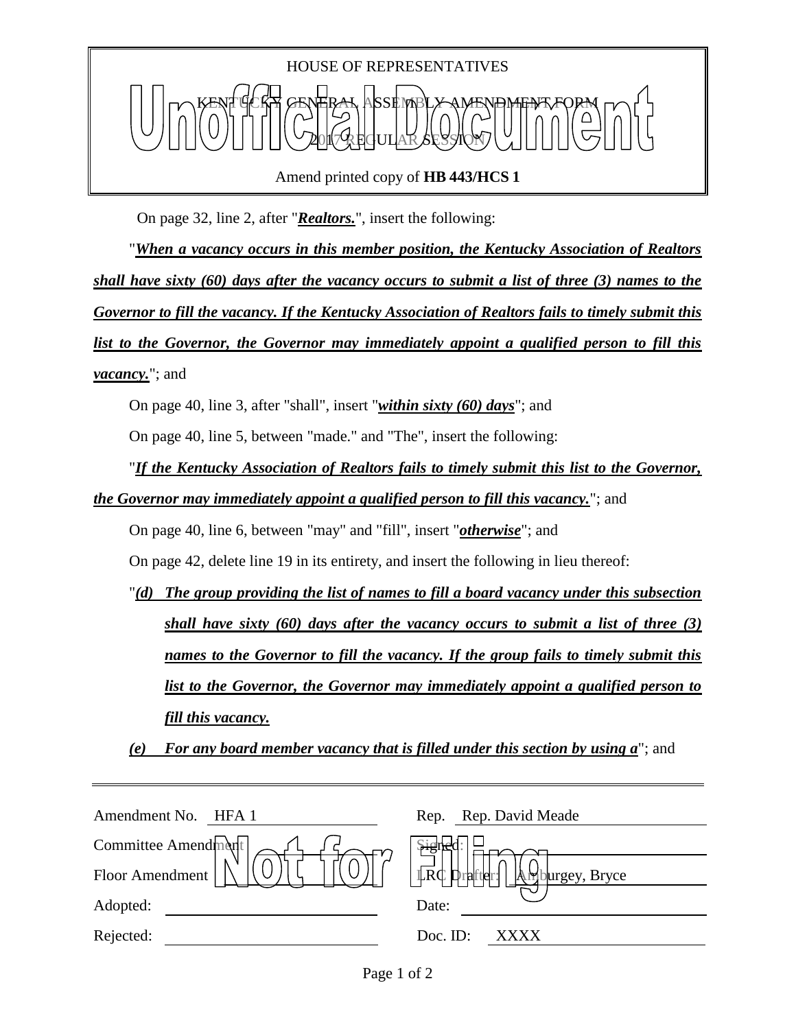HOUSE OF REPRESENTATIVES

KENTUCKY GENERAL ASSEMBLY AMENDMENT FORM

2017 REGULAR SESSION

Amend printed copy of **HB 443/HCS 1**

Unofficial Document

On page 32, line 2, after "***Realtors.***", insert the following:

"***When a vacancy occurs in this member position, the Kentucky Association of Realtors shall have sixty (60) days after the vacancy occurs to submit a list of three (3) names to the Governor to fill the vacancy. If the Kentucky Association of Realtors fails to timely submit this list to the Governor, the Governor may immediately appoint a qualified person to fill this vacancy.***"; and

On page 40, line 3, after "shall", insert "***within sixty (60) days***"; and

On page 40, line 5, between "made." and "The", insert the following:

"***If the Kentucky Association of Realtors fails to timely submit this list to the Governor, the Governor may immediately appoint a qualified person to fill this vacancy.***"; and

On page 40, line 6, between "may" and "fill", insert "***otherwise***"; and

On page 42, delete line 19 in its entirety, and insert the following in lieu thereof:

"***(d) The group providing the list of names to fill a board vacancy under this subsection shall have sixty (60) days after the vacancy occurs to submit a list of three (3) names to the Governor to fill the vacancy. If the group fails to timely submit this list to the Governor, the Governor may immediately appoint a qualified person to fill this vacancy.***

***(e) For any board member vacancy that is filled under this section by using a***"; and

| | |
|---|---|
| Amendment No. HFA 1 | Rep. Rep. David Meade |
| Committee Amendment | Signed: |
| Floor Amendment | LRC Drafter: Amburgey, Bryce |
| Adopted: | Date: |
| Rejected: | Doc. ID: XXXX |

Not for Filing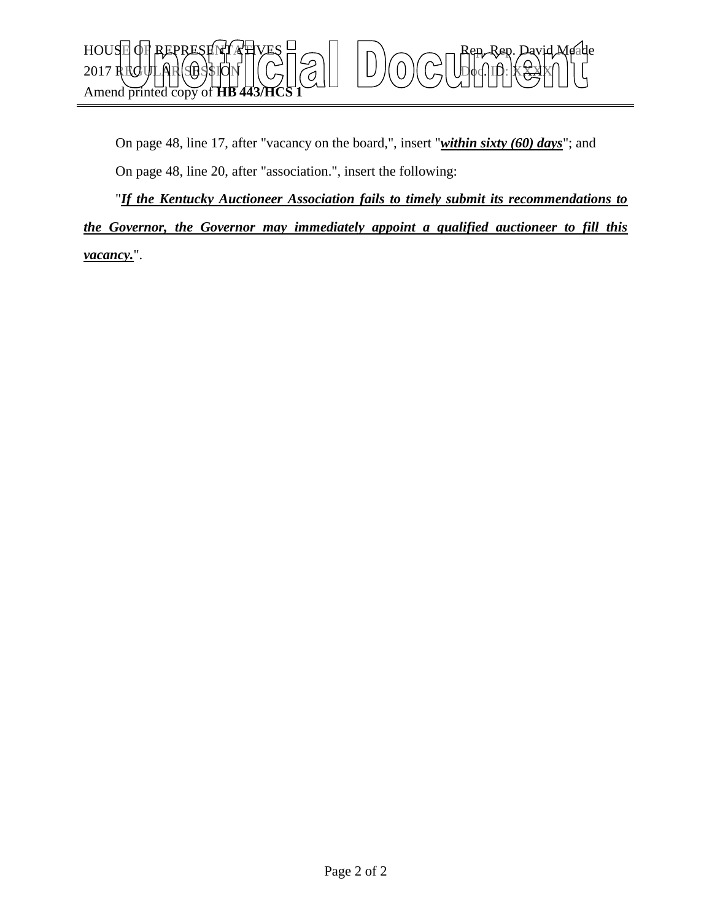HOUSE OF REPRESENTATIVES                                                                 Rep. Rep. David Meade
2017 REGULAR SESSION                                                                          Doc. ID: XXXX
Amend printed copy of **HB 443/HCS 1**

On page 48, line 17, after "vacancy on the board,", insert "***within sixty (60) days***"; and

On page 48, line 20, after "association.", insert the following:

"***If the Kentucky Auctioneer Association fails to timely submit its recommendations to the Governor, the Governor may immediately appoint a qualified auctioneer to fill this vacancy.***".